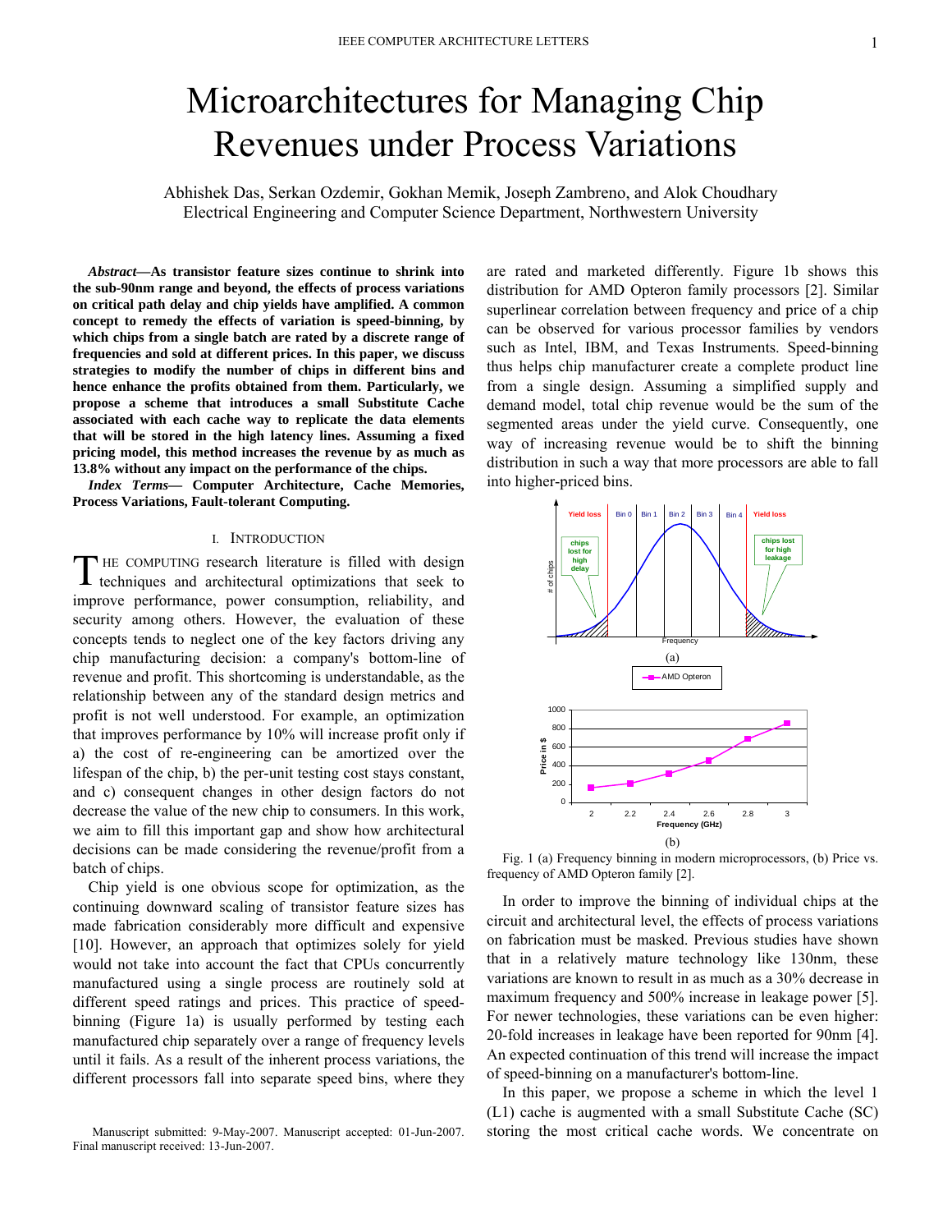# Microarchitectures for Managing Chip Revenues under Process Variations

Abhishek Das, Serkan Ozdemir, Gokhan Memik, Joseph Zambreno, and Alok Choudhary
Electrical Engineering and Computer Science Department, Northwestern University

***Abstract*—As transistor feature sizes continue to shrink into the sub-90nm range and beyond, the effects of process variations on critical path delay and chip yields have amplified. A common concept to remedy the effects of variation is speed-binning, by which chips from a single batch are rated by a discrete range of frequencies and sold at different prices. In this paper, we discuss strategies to modify the number of chips in different bins and hence enhance the profits obtained from them. Particularly, we propose a scheme that introduces a small Substitute Cache associated with each cache way to replicate the data elements that will be stored in the high latency lines. Assuming a fixed pricing model, this method increases the revenue by as much as 13.8% without any impact on the performance of the chips.**

***Index Terms*— Computer Architecture, Cache Memories, Process Variations, Fault-tolerant Computing.**

## I. Introduction

THE COMPUTING research literature is filled with design techniques and architectural optimizations that seek to improve performance, power consumption, reliability, and security among others. However, the evaluation of these concepts tends to neglect one of the key factors driving any chip manufacturing decision: a company's bottom-line of revenue and profit. This shortcoming is understandable, as the relationship between any of the standard design metrics and profit is not well understood. For example, an optimization that improves performance by 10% will increase profit only if a) the cost of re-engineering can be amortized over the lifespan of the chip, b) the per-unit testing cost stays constant, and c) consequent changes in other design factors do not decrease the value of the new chip to consumers. In this work, we aim to fill this important gap and show how architectural decisions can be made considering the revenue/profit from a batch of chips.

Chip yield is one obvious scope for optimization, as the continuing downward scaling of transistor feature sizes has made fabrication considerably more difficult and expensive [10]. However, an approach that optimizes solely for yield would not take into account the fact that CPUs concurrently manufactured using a single process are routinely sold at different speed ratings and prices. This practice of speed-binning (Figure 1a) is usually performed by testing each manufactured chip separately over a range of frequency levels until it fails. As a result of the inherent process variations, the different processors fall into separate speed bins, where they are rated and marketed differently. Figure 1b shows this distribution for AMD Opteron family processors [2]. Similar superlinear correlation between frequency and price of a chip can be observed for various processor families by vendors such as Intel, IBM, and Texas Instruments. Speed-binning thus helps chip manufacturer create a complete product line from a single design. Assuming a simplified supply and demand model, total chip revenue would be the sum of the segmented areas under the yield curve. Consequently, one way of increasing revenue would be to shift the binning distribution in such a way that more processors are able to fall into higher-priced bins.

Yield loss | Bin 0 | Bin 1 | Bin 2 | Bin 3 | Bin 4 | Yield loss

chips lost for high delay

chips lost for high leakage

# of chips

Frequency

(a)

AMD Opteron

Price in $

1000
800
600
400
200
0

2 2.2 2.4 2.6 2.8 3

Frequency (GHz)

(b)

Fig. 1 (a) Frequency binning in modern microprocessors, (b) Price vs. frequency of AMD Opteron family [2].

In order to improve the binning of individual chips at the circuit and architectural level, the effects of process variations on fabrication must be masked. Previous studies have shown that in a relatively mature technology like 130nm, these variations are known to result in as much as a 30% decrease in maximum frequency and 500% increase in leakage power [5]. For newer technologies, these variations can be even higher: 20-fold increases in leakage have been reported for 90nm [4]. An expected continuation of this trend will increase the impact of speed-binning on a manufacturer's bottom-line.

In this paper, we propose a scheme in which the level 1 (L1) cache is augmented with a small Substitute Cache (SC) storing the most critical cache words. We concentrate on

Manuscript submitted: 9-May-2007. Manuscript accepted: 01-Jun-2007. Final manuscript received: 13-Jun-2007.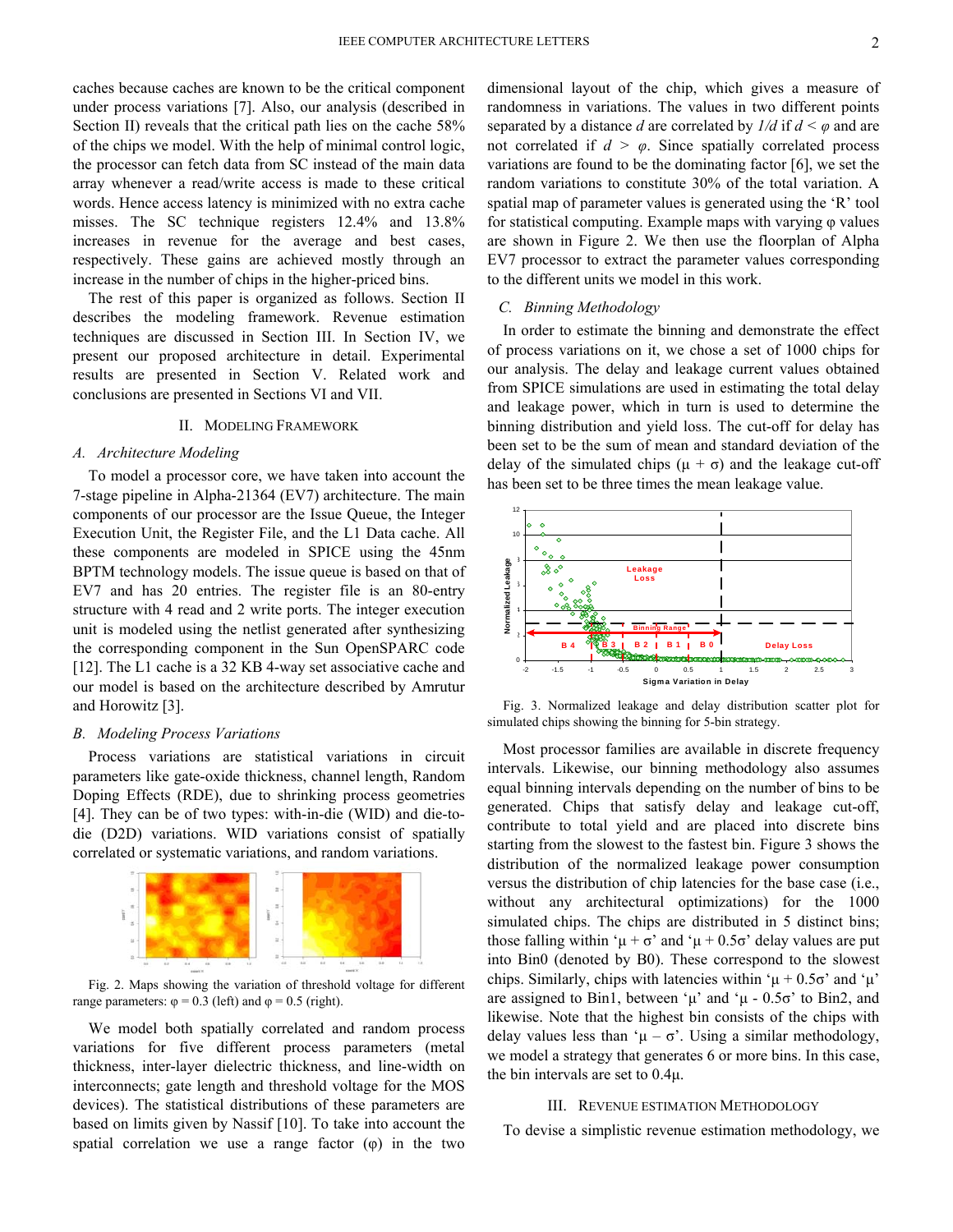caches because caches are known to be the critical component under process variations [7]. Also, our analysis (described in Section II) reveals that the critical path lies on the cache 58% of the chips we model. With the help of minimal control logic, the processor can fetch data from SC instead of the main data array whenever a read/write access is made to these critical words. Hence access latency is minimized with no extra cache misses. The SC technique registers 12.4% and 13.8% increases in revenue for the average and best cases, respectively. These gains are achieved mostly through an increase in the number of chips in the higher-priced bins.

The rest of this paper is organized as follows. Section II describes the modeling framework. Revenue estimation techniques are discussed in Section III. In Section IV, we present our proposed architecture in detail. Experimental results are presented in Section V. Related work and conclusions are presented in Sections VI and VII.

## II. Modeling Framework

### A. Architecture Modeling

To model a processor core, we have taken into account the 7-stage pipeline in Alpha-21364 (EV7) architecture. The main components of our processor are the Issue Queue, the Integer Execution Unit, the Register File, and the L1 Data cache. All these components are modeled in SPICE using the 45nm BPTM technology models. The issue queue is based on that of EV7 and has 20 entries. The register file is an 80-entry structure with 4 read and 2 write ports. The integer execution unit is modeled using the netlist generated after synthesizing the corresponding component in the Sun OpenSPARC code [12]. The L1 cache is a 32 KB 4-way set associative cache and our model is based on the architecture described by Amrutur and Horowitz [3].

### B. Modeling Process Variations

Process variations are statistical variations in circuit parameters like gate-oxide thickness, channel length, Random Doping Effects (RDE), due to shrinking process geometries [4]. They can be of two types: with-in-die (WID) and die-to-die (D2D) variations. WID variations consist of spatially correlated or systematic variations, and random variations.

Fig. 2. Maps showing the variation of threshold voltage for different range parameters: $\varphi = 0.3$ (left) and $\varphi = 0.5$ (right).

We model both spatially correlated and random process variations for five different process parameters (metal thickness, inter-layer dielectric thickness, and line-width on interconnects; gate length and threshold voltage for the MOS devices). The statistical distributions of these parameters are based on limits given by Nassif [10]. To take into account the spatial correlation we use a range factor ($\varphi$) in the two dimensional layout of the chip, which gives a measure of randomness in variations. The values in two different points separated by a distance $d$ are correlated by $1/d$ if $d < \varphi$ and are not correlated if $d > \varphi$. Since spatially correlated process variations are found to be the dominating factor [6], we set the random variations to constitute 30% of the total variation. A spatial map of parameter values is generated using the 'R' tool for statistical computing. Example maps with varying $\varphi$ values are shown in Figure 2. We then use the floorplan of Alpha EV7 processor to extract the parameter values corresponding to the different units we model in this work.

### C. Binning Methodology

In order to estimate the binning and demonstrate the effect of process variations on it, we chose a set of 1000 chips for our analysis. The delay and leakage current values obtained from SPICE simulations are used in estimating the total delay and leakage power, which in turn is used to determine the binning distribution and yield loss. The cut-off for delay has been set to be the sum of mean and standard deviation of the delay of the simulated chips ($\mu + \sigma$) and the leakage cut-off has been set to be three times the mean leakage value.

Fig. 3. Normalized leakage and delay distribution scatter plot for simulated chips showing the binning for 5-bin strategy.

Most processor families are available in discrete frequency intervals. Likewise, our binning methodology also assumes equal binning intervals depending on the number of bins to be generated. Chips that satisfy delay and leakage cut-off, contribute to total yield and are placed into discrete bins starting from the slowest to the fastest bin. Figure 3 shows the distribution of the normalized leakage power consumption versus the distribution of chip latencies for the base case (i.e., without any architectural optimizations) for the 1000 simulated chips. The chips are distributed in 5 distinct bins; those falling within '$\mu + \sigma$' and '$\mu + 0.5\sigma$' delay values are put into Bin0 (denoted by B0). These correspond to the slowest chips. Similarly, chips with latencies within '$\mu + 0.5\sigma$' and '$\mu$' are assigned to Bin1, between '$\mu$' and '$\mu - 0.5\sigma$' to Bin2, and likewise. Note that the highest bin consists of the chips with delay values less than '$\mu - \sigma$'. Using a similar methodology, we model a strategy that generates 6 or more bins. In this case, the bin intervals are set to $0.4\mu$.

## III. Revenue Estimation Methodology

To devise a simplistic revenue estimation methodology, we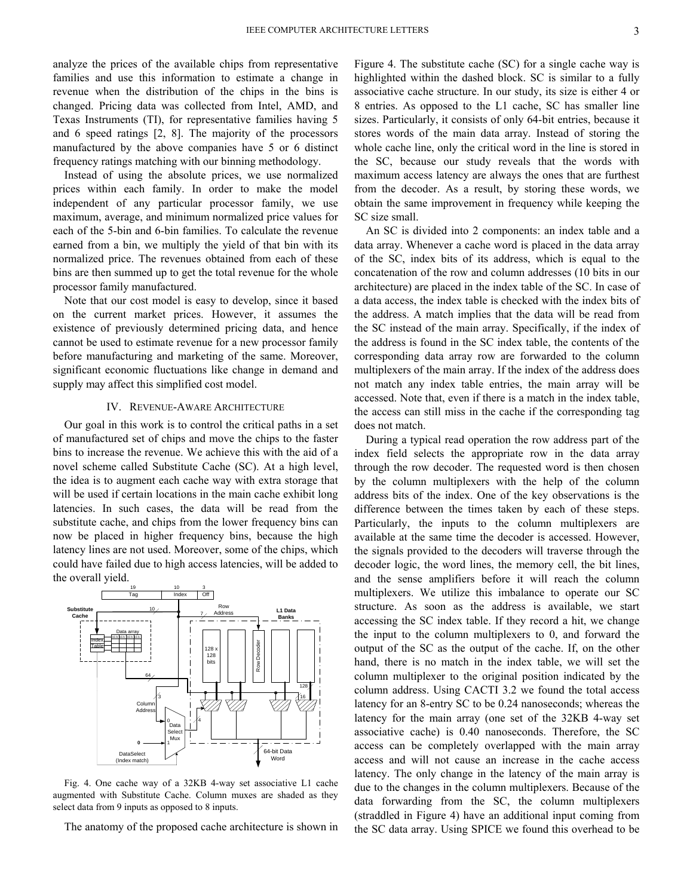analyze the prices of the available chips from representative families and use this information to estimate a change in revenue when the distribution of the chips in the bins is changed. Pricing data was collected from Intel, AMD, and Texas Instruments (TI), for representative families having 5 and 6 speed ratings [2, 8]. The majority of the processors manufactured by the above companies have 5 or 6 distinct frequency ratings matching with our binning methodology.

Instead of using the absolute prices, we use normalized prices within each family. In order to make the model independent of any particular processor family, we use maximum, average, and minimum normalized price values for each of the 5-bin and 6-bin families. To calculate the revenue earned from a bin, we multiply the yield of that bin with its normalized price. The revenues obtained from each of these bins are then summed up to get the total revenue for the whole processor family manufactured.

Note that our cost model is easy to develop, since it based on the current market prices. However, it assumes the existence of previously determined pricing data, and hence cannot be used to estimate revenue for a new processor family before manufacturing and marketing of the same. Moreover, significant economic fluctuations like change in demand and supply may affect this simplified cost model.

## IV. Revenue-Aware Architecture

Our goal in this work is to control the critical paths in a set of manufactured set of chips and move the chips to the faster bins to increase the revenue. We achieve this with the aid of a novel scheme called Substitute Cache (SC). At a high level, the idea is to augment each cache way with extra storage that will be used if certain locations in the main cache exhibit long latencies. In such cases, the data will be read from the substitute cache, and chips from the lower frequency bins can now be placed in higher frequency bins, because the high latency lines are not used. Moreover, some of the chips, which could have failed due to high access latencies, will be added to the overall yield.

Fig. 4. One cache way of a 32KB 4-way set associative L1 cache augmented with Substitute Cache. Column muxes are shaded as they select data from 9 inputs as opposed to 8 inputs.

The anatomy of the proposed cache architecture is shown in Figure 4. The substitute cache (SC) for a single cache way is highlighted within the dashed block. SC is similar to a fully associative cache structure. In our study, its size is either 4 or 8 entries. As opposed to the L1 cache, SC has smaller line sizes. Particularly, it consists of only 64-bit entries, because it stores words of the main data array. Instead of storing the whole cache line, only the critical word in the line is stored in the SC, because our study reveals that the words with maximum access latency are always the ones that are furthest from the decoder. As a result, by storing these words, we obtain the same improvement in frequency while keeping the SC size small.

An SC is divided into 2 components: an index table and a data array. Whenever a cache word is placed in the data array of the SC, index bits of its address, which is equal to the concatenation of the row and column addresses (10 bits in our architecture) are placed in the index table of the SC. In case of a data access, the index table is checked with the index bits of the address. A match implies that the data will be read from the SC instead of the main array. Specifically, if the index of the address is found in the SC index table, the contents of the corresponding data array row are forwarded to the column multiplexers of the main array. If the index of the address does not match any index table entries, the main array will be accessed. Note that, even if there is a match in the index table, the access can still miss in the cache if the corresponding tag does not match.

During a typical read operation the row address part of the index field selects the appropriate row in the data array through the row decoder. The requested word is then chosen by the column multiplexers with the help of the column address bits of the index. One of the key observations is the difference between the times taken by each of these steps. Particularly, the inputs to the column multiplexers are available at the same time the decoder is accessed. However, the signals provided to the decoders will traverse through the decoder logic, the word lines, the memory cell, the bit lines, and the sense amplifiers before it will reach the column multiplexers. We utilize this imbalance to operate our SC structure. As soon as the address is available, we start accessing the SC index table. If they record a hit, we change the input to the column multiplexers to 0, and forward the output of the SC as the output of the cache. If, on the other hand, there is no match in the index table, we will set the column multiplexer to the original position indicated by the column address. Using CACTI 3.2 we found the total access latency for an 8-entry SC to be 0.24 nanoseconds; whereas the latency for the main array (one set of the 32KB 4-way set associative cache) is 0.40 nanoseconds. Therefore, the SC access can be completely overlapped with the main array access and will not cause an increase in the cache access latency. The only change in the latency of the main array is due to the changes in the column multiplexers. Because of the data forwarding from the SC, the column multiplexers (straddled in Figure 4) have an additional input coming from the SC data array. Using SPICE we found this overhead to be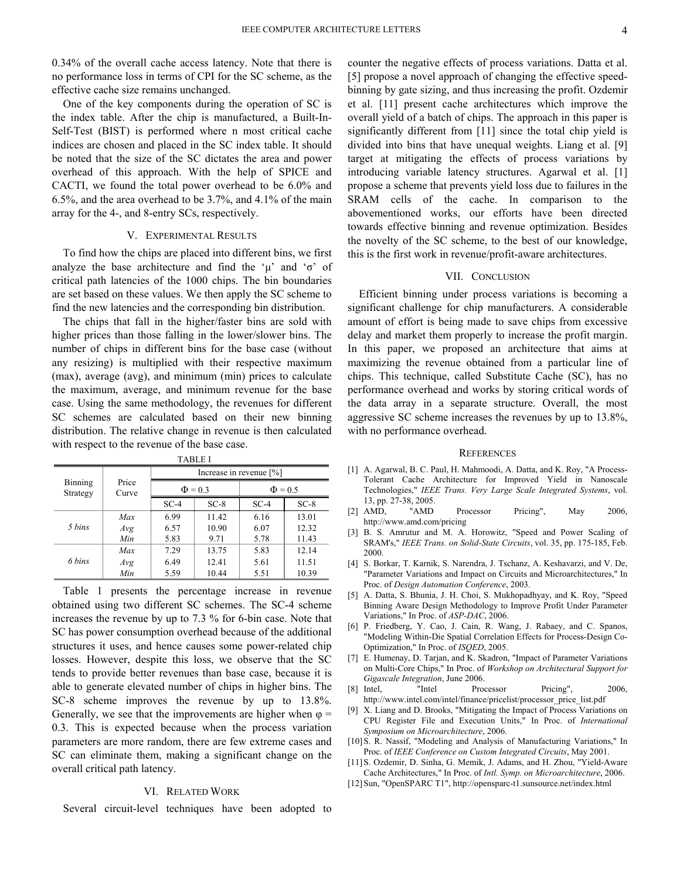0.34% of the overall cache access latency. Note that there is no performance loss in terms of CPI for the SC scheme, as the effective cache size remains unchanged.

One of the key components during the operation of SC is the index table. After the chip is manufactured, a Built-In-Self-Test (BIST) is performed where n most critical cache indices are chosen and placed in the SC index table. It should be noted that the size of the SC dictates the area and power overhead of this approach. With the help of SPICE and CACTI, we found the total power overhead to be 6.0% and 6.5%, and the area overhead to be 3.7%, and 4.1% of the main array for the 4-, and 8-entry SCs, respectively.

## V. Experimental Results

To find how the chips are placed into different bins, we first analyze the base architecture and find the ‘μ’ and ‘σ’ of critical path latencies of the 1000 chips. The bin boundaries are set based on these values. We then apply the SC scheme to find the new latencies and the corresponding bin distribution.

The chips that fall in the higher/faster bins are sold with higher prices than those falling in the lower/slower bins. The number of chips in different bins for the base case (without any resizing) is multiplied with their respective maximum (max), average (avg), and minimum (min) prices to calculate the maximum, average, and minimum revenue for the base case. Using the same methodology, the revenues for different SC schemes are calculated based on their new binning distribution. The relative change in revenue is then calculated with respect to the revenue of the base case.

TABLE I

| Binning Strategy | Price Curve | Increase in revenue [%] | | | |
|---|---|---|---|---|---|
| | | $\Phi = 0.3$ | | $\Phi = 0.5$ | |
| | | SC-4 | SC-8 | SC-4 | SC-8 |
| *5 bins* | *Max* | 6.99 | 11.42 | 6.16 | 13.01 |
| | *Avg* | 6.57 | 10.90 | 6.07 | 12.32 |
| | *Min* | 5.83 | 9.71 | 5.78 | 11.43 |
| *6 bins* | *Max* | 7.29 | 13.75 | 5.83 | 12.14 |
| | *Avg* | 6.49 | 12.41 | 5.61 | 11.51 |
| | *Min* | 5.59 | 10.44 | 5.51 | 10.39 |

Table 1 presents the percentage increase in revenue obtained using two different SC schemes. The SC-4 scheme increases the revenue by up to 7.3 % for 6-bin case. Note that SC has power consumption overhead because of the additional structures it uses, and hence causes some power-related chip losses. However, despite this loss, we observe that the SC tends to provide better revenues than base case, because it is able to generate elevated number of chips in higher bins. The SC-8 scheme improves the revenue by up to 13.8%. Generally, we see that the improvements are higher when $\varphi = 0.3$. This is expected because when the process variation parameters are more random, there are few extreme cases and SC can eliminate them, making a significant change on the overall critical path latency.

## VI. Related Work

Several circuit-level techniques have been adopted to counter the negative effects of process variations. Datta et al. [5] propose a novel approach of changing the effective speed-binning by gate sizing, and thus increasing the profit. Ozdemir et al. [11] present cache architectures which improve the overall yield of a batch of chips. The approach in this paper is significantly different from [11] since the total chip yield is divided into bins that have unequal weights. Liang et al. [9] target at mitigating the effects of process variations by introducing variable latency structures. Agarwal et al. [1] propose a scheme that prevents yield loss due to failures in the SRAM cells of the cache. In comparison to the abovementioned works, our efforts have been directed towards effective binning and revenue optimization. Besides the novelty of the SC scheme, to the best of our knowledge, this is the first work in revenue/profit-aware architectures.

## VII. Conclusion

Efficient binning under process variations is becoming a significant challenge for chip manufacturers. A considerable amount of effort is being made to save chips from excessive delay and market them properly to increase the profit margin. In this paper, we proposed an architecture that aims at maximizing the revenue obtained from a particular line of chips. This technique, called Substitute Cache (SC), has no performance overhead and works by storing critical words of the data array in a separate structure. Overall, the most aggressive SC scheme increases the revenues by up to 13.8%, with no performance overhead.

## References

[1] A. Agarwal, B. C. Paul, H. Mahmoodi, A. Datta, and K. Roy, "A Process-Tolerant Cache Architecture for Improved Yield in Nanoscale Technologies," *IEEE Trans. Very Large Scale Integrated Systems*, vol. 13, pp. 27-38, 2005.

[2] AMD, "AMD Processor Pricing", May 2006, http://www.amd.com/pricing

[3] B. S. Amrutur and M. A. Horowitz, "Speed and Power Scaling of SRAM's," *IEEE Trans. on Solid-State Circuits*, vol. 35, pp. 175-185, Feb. 2000.

[4] S. Borkar, T. Karnik, S. Narendra, J. Tschanz, A. Keshavarzi, and V. De, "Parameter Variations and Impact on Circuits and Microarchitectures," In Proc. of *Design Automation Conference*, 2003.

[5] A. Datta, S. Bhunia, J. H. Choi, S. Mukhopadhyay, and K. Roy, "Speed Binning Aware Design Methodology to Improve Profit Under Parameter Variations," In Proc. of *ASP-DAC*, 2006.

[6] P. Friedberg, Y. Cao, J. Cain, R. Wang, J. Rabaey, and C. Spanos, "Modeling Within-Die Spatial Correlation Effects for Process-Design Co-Optimization," In Proc. of *ISQED*, 2005.

[7] E. Humenay, D. Tarjan, and K. Skadron, "Impact of Parameter Variations on Multi-Core Chips," In Proc. of *Workshop on Architectural Support for Gigascale Integration*, June 2006.

[8] Intel, "Intel Processor Pricing", 2006, http://www.intel.com/intel/finance/pricelist/processor_price_list.pdf

[9] X. Liang and D. Brooks, "Mitigating the Impact of Process Variations on CPU Register File and Execution Units," In Proc. of *International Symposium on Microarchitecture*, 2006.

[10] S. R. Nassif, "Modeling and Analysis of Manufacturing Variations," In Proc. of *IEEE Conference on Custom Integrated Circuits*, May 2001.

[11] S. Ozdemir, D. Sinha, G. Memik, J. Adams, and H. Zhou, "Yield-Aware Cache Architectures," In Proc. of *Intl. Symp. on Microarchitecture*, 2006.

[12] Sun, "OpenSPARC T1", http://opensparc-t1.sunsource.net/index.html